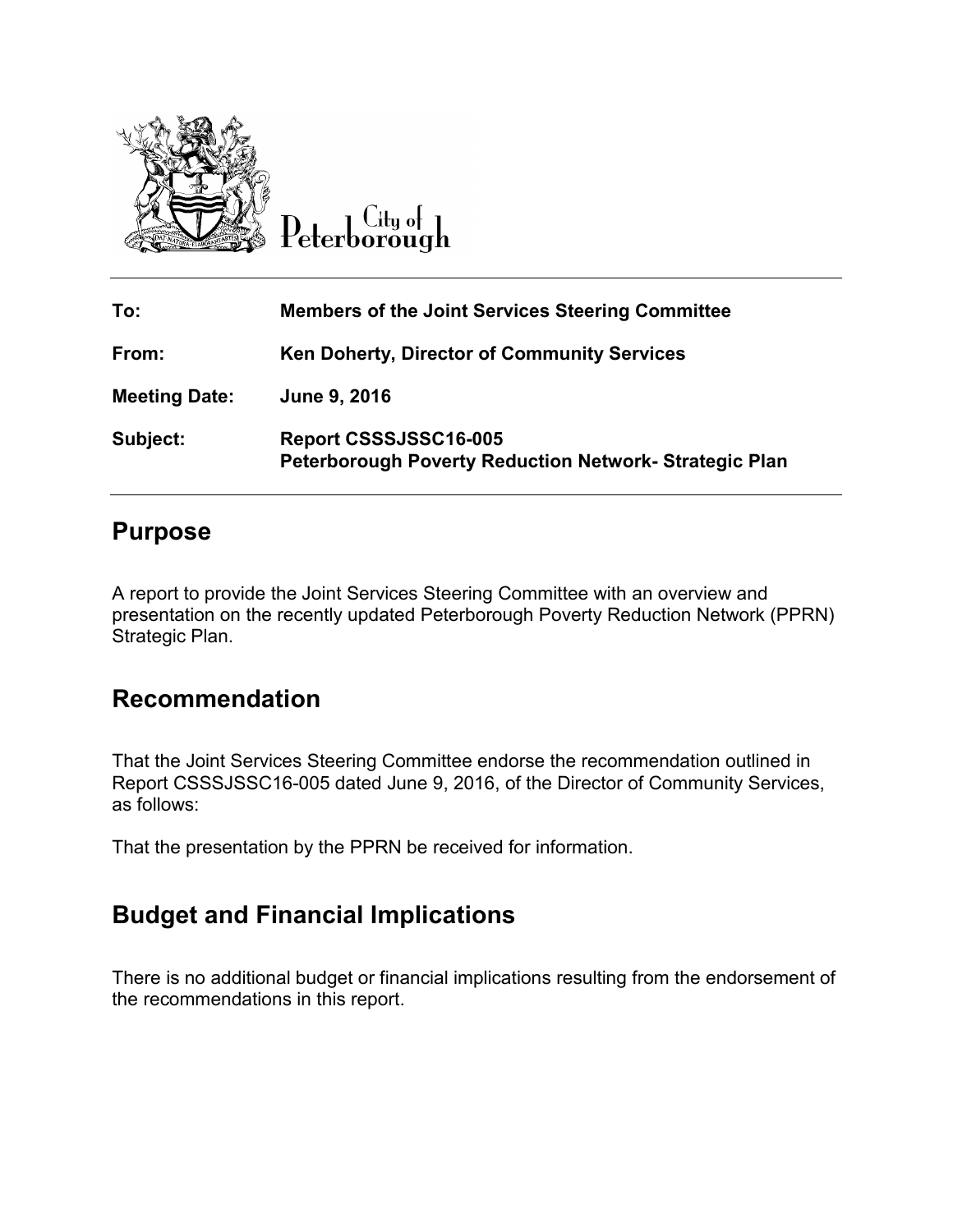City of Peterborough

| | |
|---|---|
| **To:** | **Members of the Joint Services Steering Committee** |
| **From:** | **Ken Doherty, Director of Community Services** |
| **Meeting Date:** | **June 9, 2016** |
| **Subject:** | **Report CSSSJSSC16-005**<br>**Peterborough Poverty Reduction Network- Strategic Plan** |

## Purpose

A report to provide the Joint Services Steering Committee with an overview and presentation on the recently updated Peterborough Poverty Reduction Network (PPRN) Strategic Plan.

## Recommendation

That the Joint Services Steering Committee endorse the recommendation outlined in Report CSSSJSSC16-005 dated June 9, 2016, of the Director of Community Services, as follows:

That the presentation by the PPRN be received for information.

## Budget and Financial Implications

There is no additional budget or financial implications resulting from the endorsement of the recommendations in this report.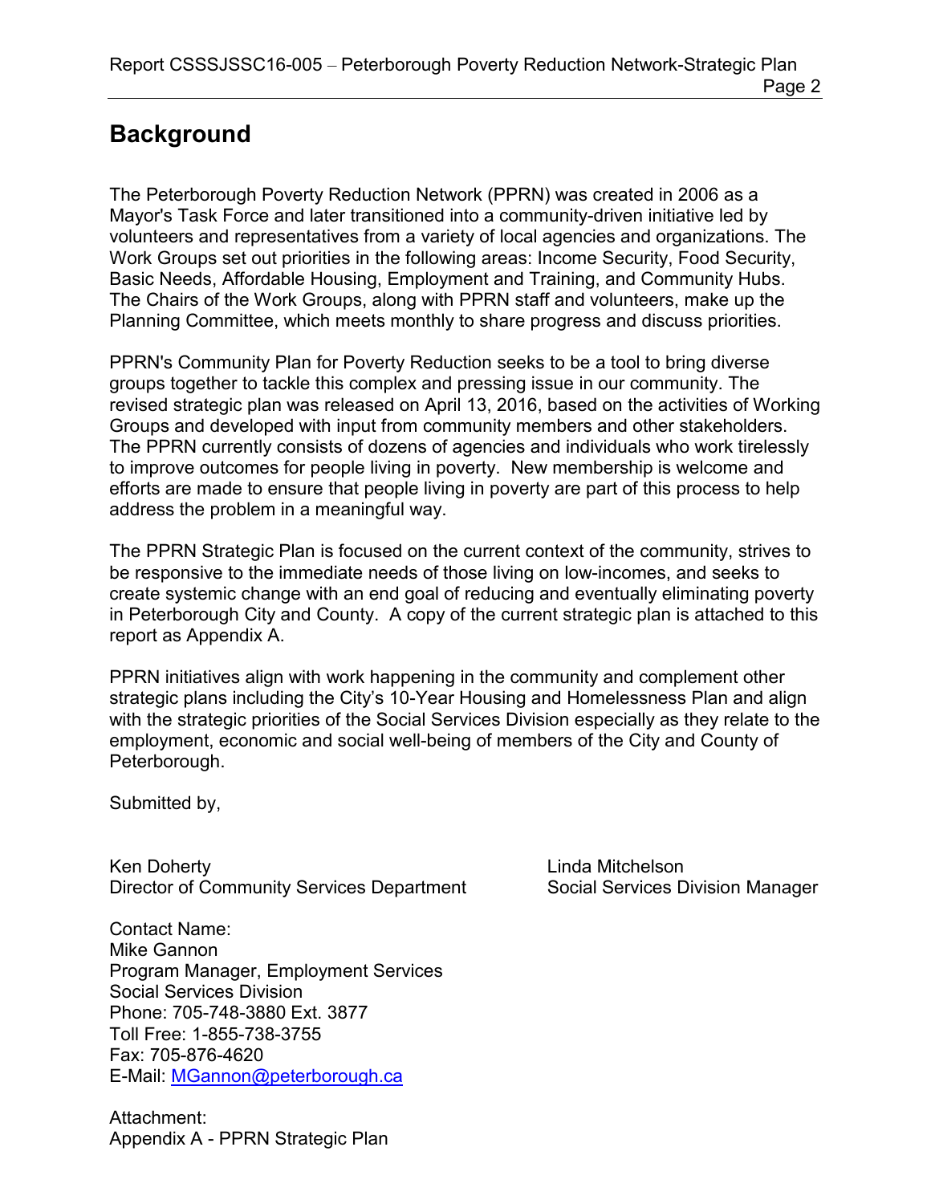## Background

The Peterborough Poverty Reduction Network (PPRN) was created in 2006 as a Mayor's Task Force and later transitioned into a community-driven initiative led by volunteers and representatives from a variety of local agencies and organizations. The Work Groups set out priorities in the following areas: Income Security, Food Security, Basic Needs, Affordable Housing, Employment and Training, and Community Hubs. The Chairs of the Work Groups, along with PPRN staff and volunteers, make up the Planning Committee, which meets monthly to share progress and discuss priorities.

PPRN's Community Plan for Poverty Reduction seeks to be a tool to bring diverse groups together to tackle this complex and pressing issue in our community. The revised strategic plan was released on April 13, 2016, based on the activities of Working Groups and developed with input from community members and other stakeholders. The PPRN currently consists of dozens of agencies and individuals who work tirelessly to improve outcomes for people living in poverty. New membership is welcome and efforts are made to ensure that people living in poverty are part of this process to help address the problem in a meaningful way.

The PPRN Strategic Plan is focused on the current context of the community, strives to be responsive to the immediate needs of those living on low-incomes, and seeks to create systemic change with an end goal of reducing and eventually eliminating poverty in Peterborough City and County. A copy of the current strategic plan is attached to this report as Appendix A.

PPRN initiatives align with work happening in the community and complement other strategic plans including the City's 10-Year Housing and Homelessness Plan and align with the strategic priorities of the Social Services Division especially as they relate to the employment, economic and social well-being of members of the City and County of Peterborough.

Submitted by,

Ken Doherty
Director of Community Services Department

Linda Mitchelson
Social Services Division Manager

Contact Name:
Mike Gannon
Program Manager, Employment Services
Social Services Division
Phone: 705-748-3880 Ext. 3877
Toll Free: 1-855-738-3755
Fax: 705-876-4620
E-Mail: MGannon@peterborough.ca

Attachment:
Appendix A - PPRN Strategic Plan